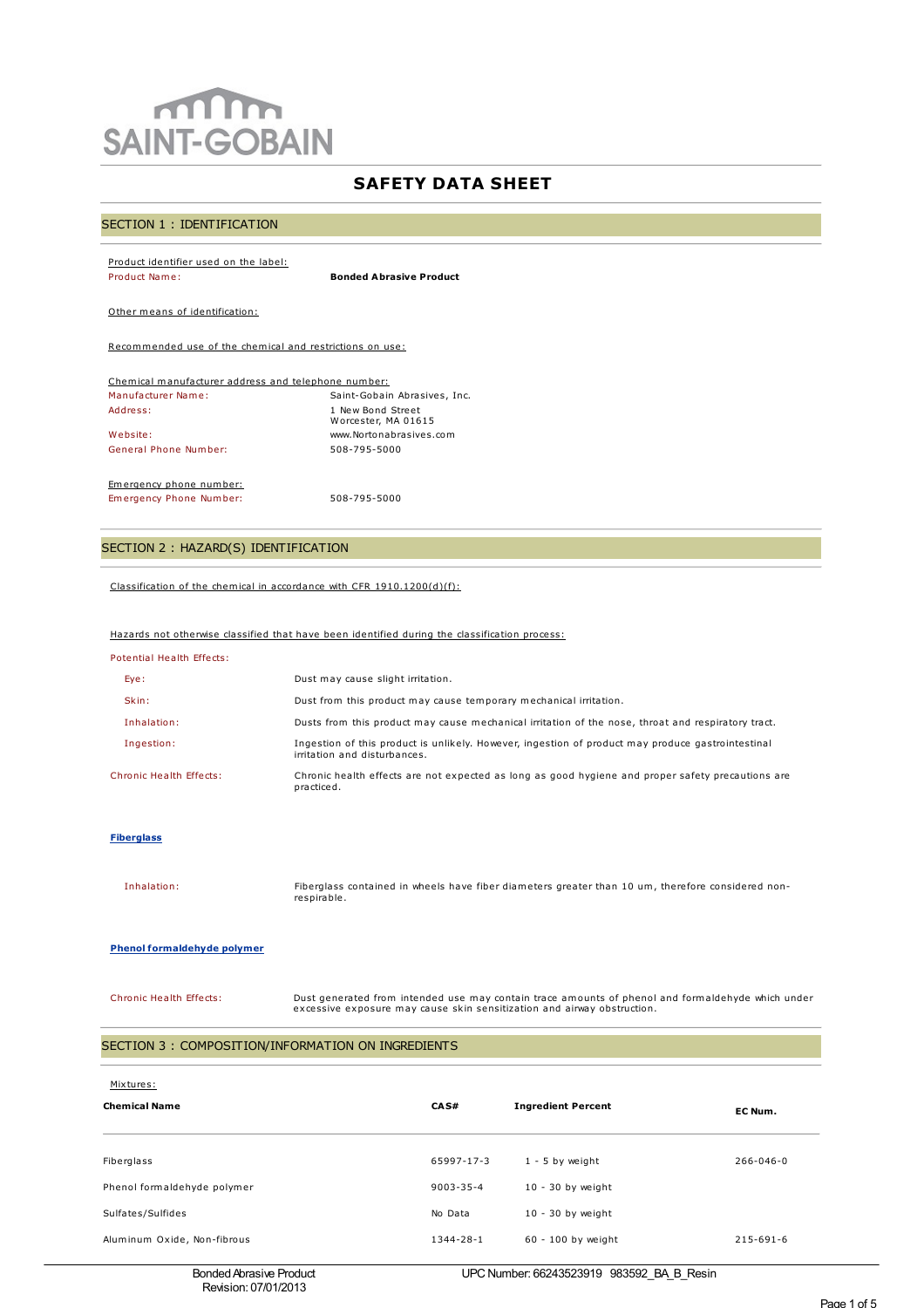SAINT-GOBAIN

# SAFETY DATA SHEET

## SECTION 1 : IDENTIFICATION

Product identifier used on the label:

| | |
|---|---|
| Product Name: | **Bonded Abrasive Product** |

Other means of identification:

Recommended use of the chemical and restrictions on use:

Chemical manufacturer address and telephone number:

| | |
|---|---|
| Manufacturer Name: | Saint-Gobain Abrasives, Inc. |
| Address: | 1 New Bond Street<br>Worcester, MA 01615 |
| Website: | www.Nortonabrasives.com |
| General Phone Number: | 508-795-5000 |

Emergency phone number:

| | |
|---|---|
| Emergency Phone Number: | 508-795-5000 |

## SECTION 2 : HAZARD(S) IDENTIFICATION

Classification of the chemical in accordance with CFR 1910.1200(d)(f):

Hazards not otherwise classified that have been identified during the classification process:

Potential Health Effects:

| | |
|---|---|
| Eye: | Dust may cause slight irritation. |
| Skin: | Dust from this product may cause temporary mechanical irritation. |
| Inhalation: | Dusts from this product may cause mechanical irritation of the nose, throat and respiratory tract. |
| Ingestion: | Ingestion of this product is unlikely. However, ingestion of product may produce gastrointestinal irritation and disturbances. |
| Chronic Health Effects: | Chronic health effects are not expected as long as good hygiene and proper safety precautions are practiced. |

**Fiberglass**

| | |
|---|---|
| Inhalation: | Fiberglass contained in wheels have fiber diameters greater than 10 um, therefore considered non-respirable. |

**Phenol formaldehyde polymer**

| | |
|---|---|
| Chronic Health Effects: | Dust generated from intended use may contain trace amounts of phenol and formaldehyde which under excessive exposure may cause skin sensitization and airway obstruction. |

## SECTION 3 : COMPOSITION/INFORMATION ON INGREDIENTS

Mixtures:

| Chemical Name | CAS# | Ingredient Percent | EC Num. |
|---|---|---|---|
| Fiberglass | 65997-17-3 | 1 - 5 by weight | 266-046-0 |
| Phenol formaldehyde polymer | 9003-35-4 | 10 - 30 by weight | |
| Sulfates/Sulfides | No Data | 10 - 30 by weight | |
| Aluminum Oxide, Non-fibrous | 1344-28-1 | 60 - 100 by weight | 215-691-6 |

Bonded Abrasive Product
Revision: 07/01/2013

UPC Number: 66243523919 983592_BA_B_Resin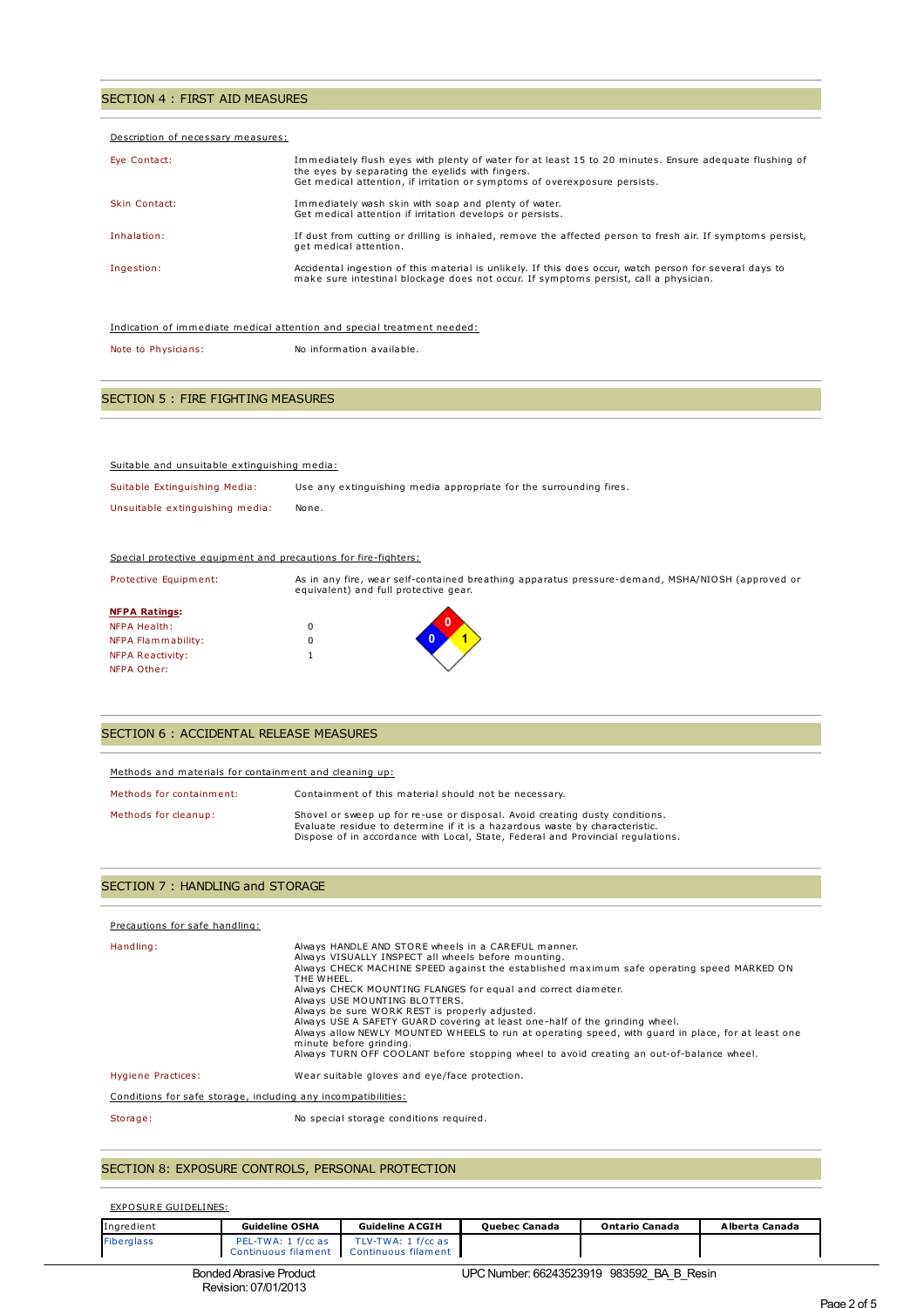## SECTION 4 : FIRST AID MEASURES

Description of necessary measures:

| | |
|---|---|
| Eye Contact: | Immediately flush eyes with plenty of water for at least 15 to 20 minutes. Ensure adequate flushing of the eyes by separating the eyelids with fingers. Get medical attention, if irritation or symptoms of overexposure persists. |
| Skin Contact: | Immediately wash skin with soap and plenty of water. Get medical attention if irritation develops or persists. |
| Inhalation: | If dust from cutting or drilling is inhaled, remove the affected person to fresh air. If symptoms persist, get medical attention. |
| Ingestion: | Accidental ingestion of this material is unlikely. If this does occur, watch person for several days to make sure intestinal blockage does not occur. If symptoms persist, call a physician. |

Indication of immediate medical attention and special treatment needed:

Note to Physicians: No information available.

## SECTION 5 : FIRE FIGHTING MEASURES

Suitable and unsuitable extinguishing media:

| | |
|---|---|
| Suitable Extinguishing Media: | Use any extinguishing media appropriate for the surrounding fires. |
| Unsuitable extinguishing media: | None. |

Special protective equipment and precautions for fire-fighters:

Protective Equipment: As in any fire, wear self-contained breathing apparatus pressure-demand, MSHA/NIOSH (approved or equivalent) and full protective gear.

**NFPA Ratings:**

| | |
|---|---|
| NFPA Health: | 0 |
| NFPA Flammability: | 0 |
| NFPA Reactivity: | 1 |
| NFPA Other: | |

## SECTION 6 : ACCIDENTAL RELEASE MEASURES

Methods and materials for containment and cleaning up:

| | |
|---|---|
| Methods for containment: | Containment of this material should not be necessary. |
| Methods for cleanup: | Shovel or sweep up for re-use or disposal. Avoid creating dusty conditions. Evaluate residue to determine if it is a hazardous waste by characteristic. Dispose of in accordance with Local, State, Federal and Provincial regulations. |

## SECTION 7 : HANDLING and STORAGE

Precautions for safe handling:

Handling:
- Always HANDLE AND STORE wheels in a CAREFUL manner.
- Always VISUALLY INSPECT all wheels before mounting.
- Always CHECK MACHINE SPEED against the established maximum safe operating speed MARKED ON THE WHEEL.
- Always CHECK MOUNTING FLANGES for equal and correct diameter.
- Always USE MOUNTING BLOTTERS.
- Always be sure WORK REST is properly adjusted.
- Always USE A SAFETY GUARD covering at least one-half of the grinding wheel.
- Always allow NEWLY MOUNTED WHEELS to run at operating speed, with guard in place, for at least one minute before grinding.
- Always TURN OFF COOLANT before stopping wheel to avoid creating an out-of-balance wheel.

Hygiene Practices: Wear suitable gloves and eye/face protection.

Conditions for safe storage, including any incompatibilities:

Storage: No special storage conditions required.

## SECTION 8: EXPOSURE CONTROLS, PERSONAL PROTECTION

EXPOSURE GUIDELINES:

| Ingredient | Guideline OSHA | Guideline ACGIH | Quebec Canada | Ontario Canada | Alberta Canada |
|---|---|---|---|---|---|
| Fiberglass | PEL-TWA: 1 f/cc as Continuous filament | TLV-TWA: 1 f/cc as Continuous filament | | | |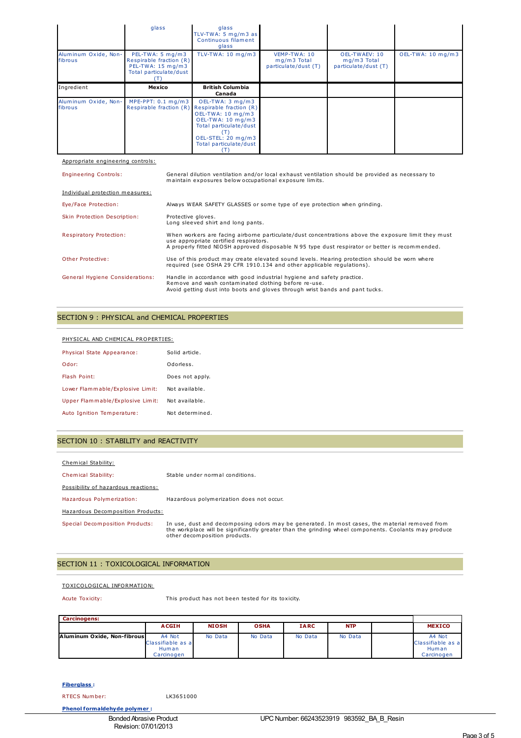| | glass | glass TLV-TWA: 5 mg/m3 as Continuous filament glass | | | |
|---|---|---|---|---|---|
| Aluminum Oxide, Non-fibrous | PEL-TWA: 5 mg/m3 Respirable fraction (R) PEL-TWA: 15 mg/m3 Total particulate/dust (T) | TLV-TWA: 10 mg/m3 | VEMP-TWA: 10 mg/m3 Total particulate/dust (T) | OEL-TWAEV: 10 mg/m3 Total particulate/dust (T) | OEL-TWA: 10 mg/m3 |
| Ingredient | **Mexico** | **British Columbia Canada** | | | |
| Aluminum Oxide, Non-fibrous | MPE-PPT: 0.1 mg/m3 Respirable fraction (R) | OEL-TWA: 3 mg/m3 Respirable fraction (R) OEL-TWA: 10 mg/m3 OEL-TWA: 10 mg/m3 Total particulate/dust (T) OEL-STEL: 20 mg/m3 Total particulate/dust (T) | | | |

Appropriate engineering controls:

Engineering Controls: General dilution ventilation and/or local exhaust ventilation should be provided as necessary to maintain exposures below occupational exposure limits.

Individual protection measures:

Eye/Face Protection: Always WEAR SAFETY GLASSES or some type of eye protection when grinding.

Skin Protection Description: Protective gloves.
Long sleeved shirt and long pants.

Respiratory Protection: When workers are facing airborne particulate/dust concentrations above the exposure limit they must use appropriate certified respirators.
A properly fitted NIOSH approved disposable N 95 type dust respirator or better is recommended.

Other Protective: Use of this product may create elevated sound levels. Hearing protection should be worn where required (see OSHA 29 CFR 1910.134 and other applicable regulations).

General Hygiene Considerations: Handle in accordance with good industrial hygiene and safety practice.
Remove and wash contaminated clothing before re-use.
Avoid getting dust into boots and gloves through wrist bands and pant tucks.

## SECTION 9 : PHYSICAL and CHEMICAL PROPERTIES

PHYSICAL AND CHEMICAL PROPERTIES:

| | |
|---|---|
| Physical State Appearance: | Solid article. |
| Odor: | Odorless. |
| Flash Point: | Does not apply. |
| Lower Flammable/Explosive Limit: | Not available. |
| Upper Flammable/Explosive Limit: | Not available. |
| Auto Ignition Temperature: | Not determined. |

## SECTION 10 : STABILITY and REACTIVITY

Chemical Stability:

Chemical Stability: Stable under normal conditions.

Possibility of hazardous reactions:

Hazardous Polymerization: Hazardous polymerization does not occur.

Hazardous Decomposition Products:

Special Decomposition Products: In use, dust and decomposing odors may be generated. In most cases, the material removed from the workplace will be significantly greater than the grinding wheel components. Coolants may produce other decomposition products.

## SECTION 11 : TOXICOLOGICAL INFORMATION

TOXICOLOGICAL INFORMATION:

Acute Toxicity: This product has not been tested for its toxicity.

| **Carcinogens:** | | | | | | | |
|---|---|---|---|---|---|---|---|
| | **ACGIH** | **NIOSH** | **OSHA** | **IARC** | **NTP** | | **MEXICO** |
| **Aluminum Oxide, Non-fibrous** | A4 Not Classifiable as a Human Carcinogen | No Data | No Data | No Data | No Data | | A4 Not Classifiable as a Human Carcinogen |

**Fiberglass :**

RTECS Number: LK3651000

**Phenol formaldehyde polymer :**

Bonded Abrasive Product
Revision: 07/01/2013

UPC Number: 66243523919 983592_BA_B_Resin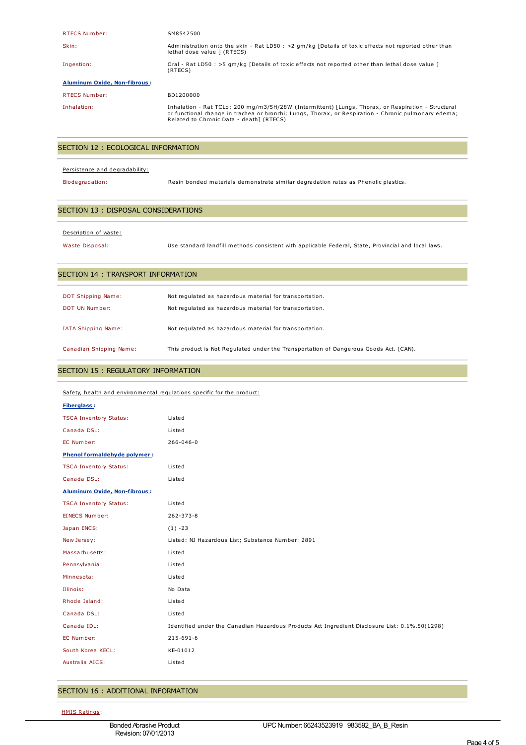| | |
|---|---|
| RTECS Number: | SM8542500 |
| Skin: | Administration onto the skin - Rat LD50 : >2 gm/kg [Details of toxic effects not reported other than lethal dose value ] (RTECS) |
| Ingestion: | Oral - Rat LD50 : >5 gm/kg [Details of toxic effects not reported other than lethal dose value ] (RTECS) |

**Aluminum Oxide, Non-fibrous :**

| | |
|---|---|
| RTECS Number: | BD1200000 |
| Inhalation: | Inhalation - Rat TCLo: 200 mg/m3/5H/28W (Intermittent) [Lungs, Thorax, or Respiration - Structural or functional change in trachea or bronchi; Lungs, Thorax, or Respiration - Chronic pulmonary edema; Related to Chronic Data - death] (RTECS) |

## SECTION 12 : ECOLOGICAL INFORMATION

Persistence and degradability:

| | |
|---|---|
| Biodegradation: | Resin bonded materials demonstrate similar degradation rates as Phenolic plastics. |

## SECTION 13 : DISPOSAL CONSIDERATIONS

Description of waste:

| | |
|---|---|
| Waste Disposal: | Use standard landfill methods consistent with applicable Federal, State, Provincial and local laws. |

## SECTION 14 : TRANSPORT INFORMATION

| | |
|---|---|
| DOT Shipping Name: | Not regulated as hazardous material for transportation. |
| DOT UN Number: | Not regulated as hazardous material for transportation. |
| IATA Shipping Name: | Not regulated as hazardous material for transportation. |
| Canadian Shipping Name: | This product is Not Regulated under the Transportation of Dangerous Goods Act. (CAN). |

## SECTION 15 : REGULATORY INFORMATION

Safety, health and environmental regulations specific for the product:

**Fiberglass :**

| | |
|---|---|
| TSCA Inventory Status: | Listed |
| Canada DSL: | Listed |
| EC Number: | 266-046-0 |

**Phenol formaldehyde polymer :**

| | |
|---|---|
| TSCA Inventory Status: | Listed |
| Canada DSL: | Listed |

**Aluminum Oxide, Non-fibrous :**

| | |
|---|---|
| TSCA Inventory Status: | Listed |
| EINECS Number: | 262-373-8 |
| Japan ENCS: | (1) -23 |
| New Jersey: | Listed: NJ Hazardous List; Substance Number: 2891 |
| Massachusetts: | Listed |
| Pennsylvania: | Listed |
| Minnesota: | Listed |
| Illinois: | No Data |
| Rhode Island: | Listed |
| Canada DSL: | Listed |
| Canada IDL: | Identified under the Canadian Hazardous Products Act Ingredient Disclosure List: 0.1%.50(1298) |
| EC Number: | 215-691-6 |
| South Korea KECL: | KE-01012 |
| Australia AICS: | Listed |

## SECTION 16 : ADDITIONAL INFORMATION

HMIS Ratings:

Bonded Abrasive Product
Revision: 07/01/2013

UPC Number: 66243523919 983592_BA_B_Resin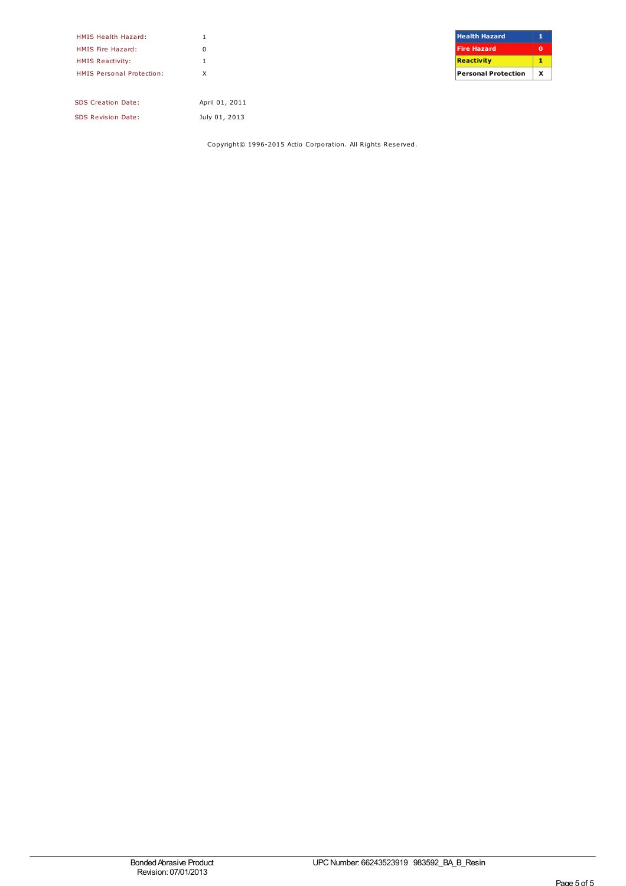| | |
|---|---|
| HMIS Health Hazard: | 1 |
| HMIS Fire Hazard: | 0 |
| HMIS Reactivity: | 1 |
| HMIS Personal Protection: | X |

| | |
|---|---|
| Health Hazard | 1 |
| Fire Hazard | 0 |
| Reactivity | 1 |
| Personal Protection | X |

| | |
|---|---|
| SDS Creation Date: | April 01, 2011 |
| SDS Revision Date: | July 01, 2013 |

Copyright© 1996-2015 Actio Corporation. All Rights Reserved.